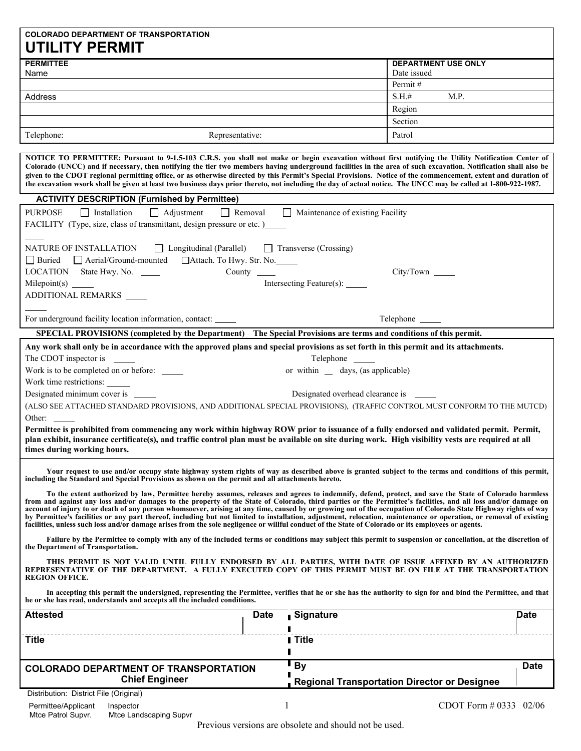**COLORADO DEPARTMENT OF TRANSPORTATION**

# UTILITY PERMIT

| **PERMITTEE** | | **DEPARTMENT USE ONLY** |
|---|---|---|
| Name | | Date issued |
| | | Permit # |
| Address | | S.H.# M.P. |
| | | Region |
| | | Section |
| Telephone: | Representative: | Patrol |

**NOTICE TO PERMITTEE: Pursuant to 9-1.5-103 C.R.S. you shall not make or begin excavation without first notifying the Utility Notification Center of Colorado (UNCC) and if necessary, then notifying the tier two members having underground facilities in the area of such excavation. Notification shall also be given to the CDOT regional permitting office, or as otherwise directed by this Permit's Special Provisions. Notice of the commencement, extent and duration of the excavation wsork shall be given at least two business days prior thereto, not including the day of actual notice. The UNCC may be called at 1-800-922-1987.**

## ACTIVITY DESCRIPTION (Furnished by Permittee)

PURPOSE ☐ Installation ☐ Adjustment ☐ Removal ☐ Maintenance of existing Facility

FACILITY (Type, size, class of transmittant, design pressure or etc. ) _____

_____

NATURE OF INSTALLATION ☐ Longitudinal (Parallel) ☐ Transverse (Crossing)

☐ Buried ☐ Aerial/Ground-mounted ☐ Attach. To Hwy. Str. No. _____

LOCATION State Hwy. No. _____ County _____ City/Town _____

Milepoint(s) _____ Intersecting Feature(s): _____

ADDITIONAL REMARKS _____

_____

For underground facility location information, contact: _____ Telephone _____

## SPECIAL PROVISIONS (completed by the Department) The Special Provisions are terms and conditions of this permit.

**Any work shall only be in accordance with the approved plans and special provisions as set forth in this permit and its attachments.**

The CDOT inspector is _____ Telephone _____

Work is to be completed on or before: _____ or within __ days, (as applicable)

Work time restrictions: _____

Designated minimum cover is _____ Designated overhead clearance is _____

(ALSO SEE ATTACHED STANDARD PROVISIONS, AND ADDITIONAL SPECIAL PROVISIONS), (TRAFFIC CONTROL MUST CONFORM TO THE MUTCD)

Other: _____

**Permittee is prohibited from commencing any work within highway ROW prior to issuance of a fully endorsed and validated permit. Permit, plan exhibit, insurance certificate(s), and traffic control plan must be available on site during work. High visibility vests are required at all times during working hours.**

**Your request to use and/or occupy state highway system rights of way as described above is granted subject to the terms and conditions of this permit, including the Standard and Special Provisions as shown on the permit and all attachments hereto.**

**To the extent authorized by law, Permittee hereby assumes, releases and agrees to indemnify, defend, protect, and save the State of Colorado harmless from and against any loss and/or damages to the property of the State of Colorado, third parties or the Permittee's facilities, and all loss and/or damage on account of injury to or death of any person whomsoever, arising at any time, caused by or growing out of the occupation of Colorado State Highway rights of way by Permittee's facilities or any part thereof, including but not limited to installation, adjustment, relocation, maintenance or operation, or removal of existing facilities, unless such loss and/or damage arises from the sole negligence or willful conduct of the State of Colorado or its employees or agents.**

**Failure by the Permittee to comply with any of the included terms or conditions may subject this permit to suspension or cancellation, at the discretion of the Department of Transportation.**

**THIS PERMIT IS NOT VALID UNTIL FULLY ENDORSED BY ALL PARTIES, WITH DATE OF ISSUE AFFIXED BY AN AUTHORIZED REPRESENTATIVE OF THE DEPARTMENT. A FULLY EXECUTED COPY OF THIS PERMIT MUST BE ON FILE AT THE TRANSPORTATION REGION OFFICE.**

**In accepting this permit the undersigned, representing the Permittee, verifies that he or she has the authority to sign for and bind the Permittee, and that he or she has read, understands and accepts all the included conditions.**

| **Attested** | **Date** | **Signature** | **Date** |
|---|---|---|---|
| **Title** | | **Title** | |
| **COLORADO DEPARTMENT OF TRANSPORTATION Chief Engineer** | | **By Regional Transportation Director or Designee** | **Date** |

Distribution: District File (Original)

Permittee/Applicant Inspector

Mtce Patrol Supvr. Mtce Landscaping Supvr

CDOT Form # 0333 02/06

Previous versions are obsolete and should not be used.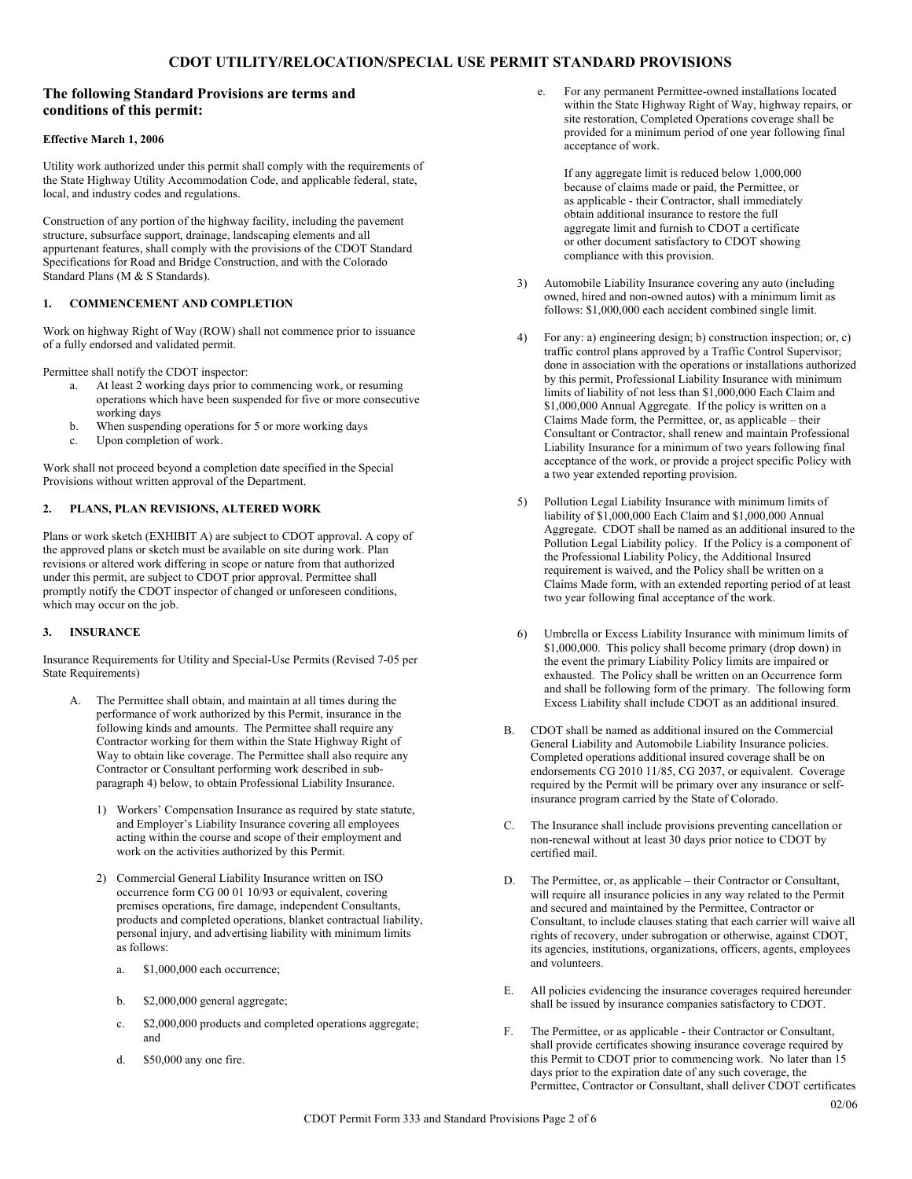## CDOT UTILITY/RELOCATION/SPECIAL USE PERMIT STANDARD PROVISIONS

### The following Standard Provisions are terms and conditions of this permit:

**Effective March 1, 2006**

Utility work authorized under this permit shall comply with the requirements of the State Highway Utility Accommodation Code, and applicable federal, state, local, and industry codes and regulations.

Construction of any portion of the highway facility, including the pavement structure, subsurface support, drainage, landscaping elements and all appurtenant features, shall comply with the provisions of the CDOT Standard Specifications for Road and Bridge Construction, and with the Colorado Standard Plans (M & S Standards).

#### 1. COMMENCEMENT AND COMPLETION

Work on highway Right of Way (ROW) shall not commence prior to issuance of a fully endorsed and validated permit.

Permittee shall notify the CDOT inspector:

- a. At least 2 working days prior to commencing work, or resuming operations which have been suspended for five or more consecutive working days
- b. When suspending operations for 5 or more working days
- c. Upon completion of work.

Work shall not proceed beyond a completion date specified in the Special Provisions without written approval of the Department.

#### 2. PLANS, PLAN REVISIONS, ALTERED WORK

Plans or work sketch (EXHIBIT A) are subject to CDOT approval. A copy of the approved plans or sketch must be available on site during work. Plan revisions or altered work differing in scope or nature from that authorized under this permit, are subject to CDOT prior approval. Permittee shall promptly notify the CDOT inspector of changed or unforeseen conditions, which may occur on the job.

#### 3. INSURANCE

Insurance Requirements for Utility and Special-Use Permits (Revised 7-05 per State Requirements)

A. The Permittee shall obtain, and maintain at all times during the performance of work authorized by this Permit, insurance in the following kinds and amounts. The Permittee shall require any Contractor working for them within the State Highway Right of Way to obtain like coverage. The Permittee shall also require any Contractor or Consultant performing work described in sub-paragraph 4) below, to obtain Professional Liability Insurance.

1) Workers' Compensation Insurance as required by state statute, and Employer's Liability Insurance covering all employees acting within the course and scope of their employment and work on the activities authorized by this Permit.

2) Commercial General Liability Insurance written on ISO occurrence form CG 00 01 10/93 or equivalent, covering premises operations, fire damage, independent Consultants, products and completed operations, blanket contractual liability, personal injury, and advertising liability with minimum limits as follows:

- a. $1,000,000 each occurrence;
- b. $2,000,000 general aggregate;
- c. $2,000,000 products and completed operations aggregate; and
- d. $50,000 any one fire.
- e. For any permanent Permittee-owned installations located within the State Highway Right of Way, highway repairs, or site restoration, Completed Operations coverage shall be provided for a minimum period of one year following final acceptance of work.

  If any aggregate limit is reduced below 1,000,000 because of claims made or paid, the Permittee, or as applicable - their Contractor, shall immediately obtain additional insurance to restore the full aggregate limit and furnish to CDOT a certificate or other document satisfactory to CDOT showing compliance with this provision.

3) Automobile Liability Insurance covering any auto (including owned, hired and non-owned autos) with a minimum limit as follows: $1,000,000 each accident combined single limit.

4) For any: a) engineering design; b) construction inspection; or, c) traffic control plans approved by a Traffic Control Supervisor; done in association with the operations or installations authorized by this permit, Professional Liability Insurance with minimum limits of liability of not less than $1,000,000 Each Claim and $1,000,000 Annual Aggregate. If the policy is written on a Claims Made form, the Permittee, or, as applicable – their Consultant or Contractor, shall renew and maintain Professional Liability Insurance for a minimum of two years following final acceptance of the work, or provide a project specific Policy with a two year extended reporting provision.

5) Pollution Legal Liability Insurance with minimum limits of liability of $1,000,000 Each Claim and $1,000,000 Annual Aggregate. CDOT shall be named as an additional insured to the Pollution Legal Liability policy. If the Policy is a component of the Professional Liability Policy, the Additional Insured requirement is waived, and the Policy shall be written on a Claims Made form, with an extended reporting period of at least two year following final acceptance of the work.

6) Umbrella or Excess Liability Insurance with minimum limits of $1,000,000. This policy shall become primary (drop down) in the event the primary Liability Policy limits are impaired or exhausted. The Policy shall be written on an Occurrence form and shall be following form of the primary. The following form Excess Liability shall include CDOT as an additional insured.

B. CDOT shall be named as additional insured on the Commercial General Liability and Automobile Liability Insurance policies. Completed operations additional insured coverage shall be on endorsements CG 2010 11/85, CG 2037, or equivalent. Coverage required by the Permit will be primary over any insurance or self-insurance program carried by the State of Colorado.

C. The Insurance shall include provisions preventing cancellation or non-renewal without at least 30 days prior notice to CDOT by certified mail.

D. The Permittee, or, as applicable – their Contractor or Consultant, will require all insurance policies in any way related to the Permit and secured and maintained by the Permittee, Contractor or Consultant, to include clauses stating that each carrier will waive all rights of recovery, under subrogation or otherwise, against CDOT, its agencies, institutions, organizations, officers, agents, employees and volunteers.

E. All policies evidencing the insurance coverages required hereunder shall be issued by insurance companies satisfactory to CDOT.

F. The Permittee, or as applicable - their Contractor or Consultant, shall provide certificates showing insurance coverage required by this Permit to CDOT prior to commencing work. No later than 15 days prior to the expiration date of any such coverage, the Permittee, Contractor or Consultant, shall deliver CDOT certificates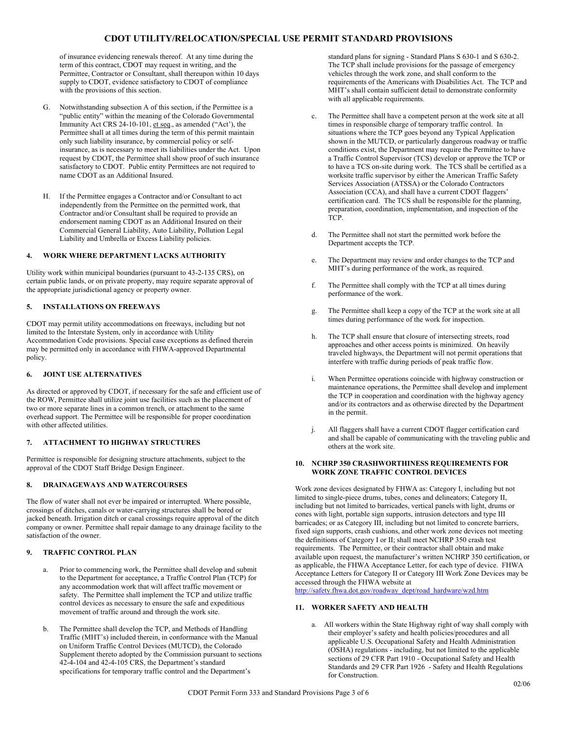of insurance evidencing renewals thereof. At any time during the term of this contract, CDOT may request in writing, and the Permittee, Contractor or Consultant, shall thereupon within 10 days supply to CDOT, evidence satisfactory to CDOT of compliance with the provisions of this section.

G. Notwithstanding subsection A of this section, if the Permittee is a "public entity" within the meaning of the Colorado Governmental Immunity Act CRS 24-10-101, et seq., as amended ("Act'), the Permittee shall at all times during the term of this permit maintain only such liability insurance, by commercial policy or self-insurance, as is necessary to meet its liabilities under the Act. Upon request by CDOT, the Permittee shall show proof of such insurance satisfactory to CDOT. Public entity Permittees are not required to name CDOT as an Additional Insured.

H. If the Permittee engages a Contractor and/or Consultant to act independently from the Permittee on the permitted work, that Contractor and/or Consultant shall be required to provide an endorsement naming CDOT as an Additional Insured on their Commercial General Liability, Auto Liability, Pollution Legal Liability and Umbrella or Excess Liability policies.

## 4. WORK WHERE DEPARTMENT LACKS AUTHORITY

Utility work within municipal boundaries (pursuant to 43-2-135 CRS), on certain public lands, or on private property, may require separate approval of the appropriate jurisdictional agency or property owner.

## 5. INSTALLATIONS ON FREEWAYS

CDOT may permit utility accommodations on freeways, including but not limited to the Interstate System, only in accordance with Utility Accommodation Code provisions. Special case exceptions as defined therein may be permitted only in accordance with FHWA-approved Departmental policy.

## 6. JOINT USE ALTERNATIVES

As directed or approved by CDOT, if necessary for the safe and efficient use of the ROW, Permittee shall utilize joint use facilities such as the placement of two or more separate lines in a common trench, or attachment to the same overhead support. The Permittee will be responsible for proper coordination with other affected utilities.

## 7. ATTACHMENT TO HIGHWAY STRUCTURES

Permittee is responsible for designing structure attachments, subject to the approval of the CDOT Staff Bridge Design Engineer.

## 8. DRAINAGEWAYS AND WATERCOURSES

The flow of water shall not ever be impaired or interrupted. Where possible, crossings of ditches, canals or water-carrying structures shall be bored or jacked beneath. Irrigation ditch or canal crossings require approval of the ditch company or owner. Permittee shall repair damage to any drainage facility to the satisfaction of the owner.

## 9. TRAFFIC CONTROL PLAN

a. Prior to commencing work, the Permittee shall develop and submit to the Department for acceptance, a Traffic Control Plan (TCP) for any accommodation work that will affect traffic movement or safety. The Permittee shall implement the TCP and utilize traffic control devices as necessary to ensure the safe and expeditious movement of traffic around and through the work site.

b. The Permittee shall develop the TCP, and Methods of Handling Traffic (MHT's) included therein, in conformance with the Manual on Uniform Traffic Control Devices (MUTCD), the Colorado Supplement thereto adopted by the Commission pursuant to sections 42-4-104 and 42-4-105 CRS, the Department's standard specifications for temporary traffic control and the Department's standard plans for signing - Standard Plans S 630-1 and S 630-2. The TCP shall include provisions for the passage of emergency vehicles through the work zone, and shall conform to the requirements of the Americans with Disabilities Act. The TCP and MHT's shall contain sufficient detail to demonstrate conformity with all applicable requirements.

c. The Permittee shall have a competent person at the work site at all times in responsible charge of temporary traffic control. In situations where the TCP goes beyond any Typical Application shown in the MUTCD, or particularly dangerous roadway or traffic conditions exist, the Department may require the Permittee to have a Traffic Control Supervisor (TCS) develop or approve the TCP or to have a TCS on-site during work. The TCS shall be certified as a worksite traffic supervisor by either the American Traffic Safety Services Association (ATSSA) or the Colorado Contractors Association (CCA), and shall have a current CDOT flaggers' certification card. The TCS shall be responsible for the planning, preparation, coordination, implementation, and inspection of the TCP.

d. The Permittee shall not start the permitted work before the Department accepts the TCP.

e. The Department may review and order changes to the TCP and MHT's during performance of the work, as required.

f. The Permittee shall comply with the TCP at all times during performance of the work.

g. The Permittee shall keep a copy of the TCP at the work site at all times during performance of the work for inspection.

h. The TCP shall ensure that closure of intersecting streets, road approaches and other access points is minimized. On heavily traveled highways, the Department will not permit operations that interfere with traffic during periods of peak traffic flow.

i. When Permittee operations coincide with highway construction or maintenance operations, the Permittee shall develop and implement the TCP in cooperation and coordination with the highway agency and/or its contractors and as otherwise directed by the Department in the permit.

j. All flaggers shall have a current CDOT flagger certification card and shall be capable of communicating with the traveling public and others at the work site.

## 10. NCHRP 350 CRASHWORTHINESS REQUIREMENTS FOR WORK ZONE TRAFFIC CONTROL DEVICES

Work zone devices designated by FHWA as: Category I, including but not limited to single-piece drums, tubes, cones and delineators; Category II, including but not limited to barricades, vertical panels with light, drums or cones with light, portable sign supports, intrusion detectors and type III barricades; or as Category III, including but not limited to concrete barriers, fixed sign supports, crash cushions, and other work zone devices not meeting the definitions of Category I or II; shall meet NCHRP 350 crash test requirements. The Permittee, or their contractor shall obtain and make available upon request, the manufacturer's written NCHRP 350 certification, or as applicable, the FHWA Acceptance Letter, for each type of device. FHWA Acceptance Letters for Category II or Category III Work Zone Devices may be accessed through the FHWA website at http://safety.fhwa.dot.gov/roadway_dept/road_hardware/wzd.htm

## 11. WORKER SAFETY AND HEALTH

a. All workers within the State Highway right of way shall comply with their employer's safety and health policies/procedures and all applicable U.S. Occupational Safety and Health Administration (OSHA) regulations - including, but not limited to the applicable sections of 29 CFR Part 1910 - Occupational Safety and Health Standards and 29 CFR Part 1926 - Safety and Health Regulations for Construction.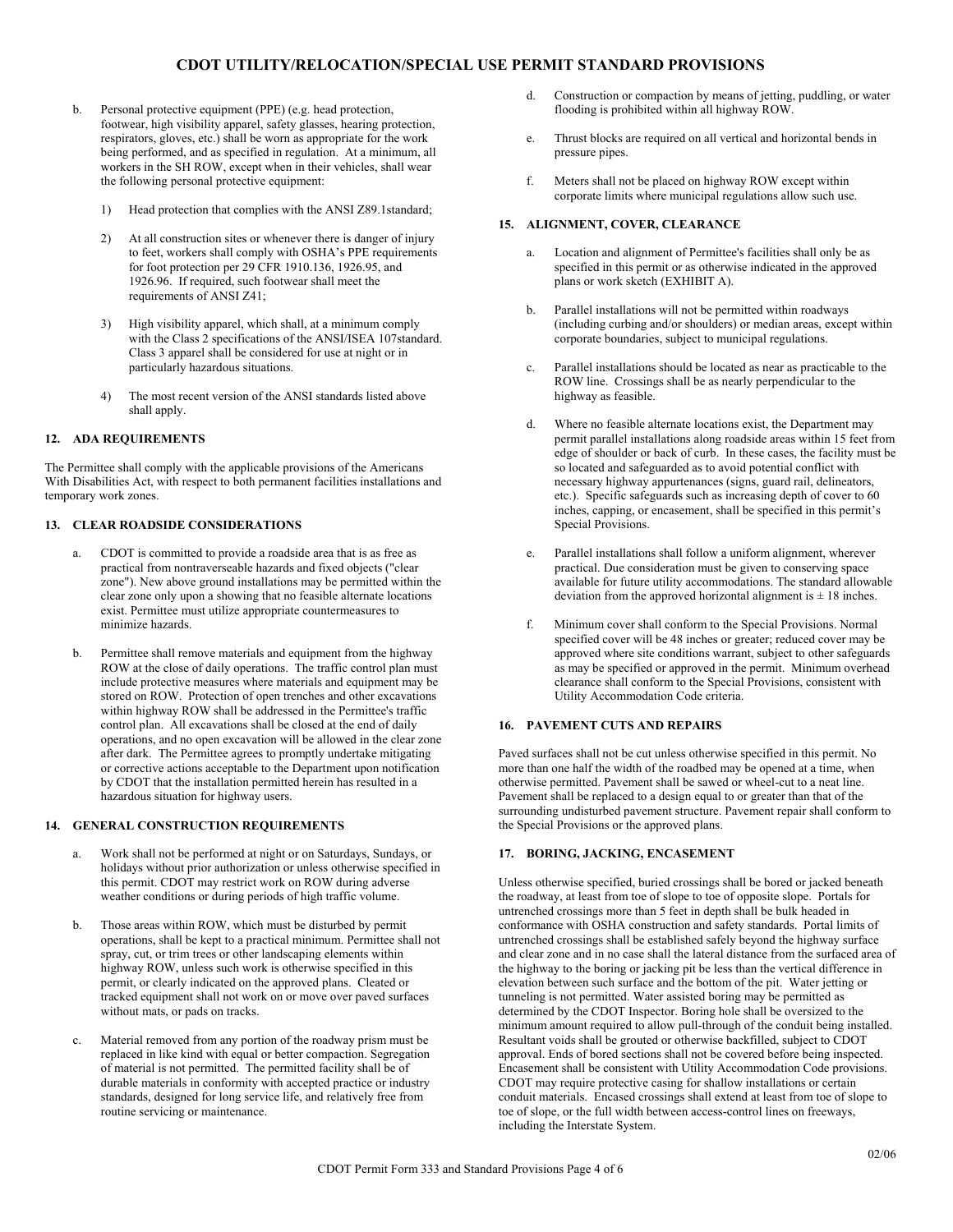b. Personal protective equipment (PPE) (e.g. head protection, footwear, high visibility apparel, safety glasses, hearing protection, respirators, gloves, etc.) shall be worn as appropriate for the work being performed, and as specified in regulation. At a minimum, all workers in the SH ROW, except when in their vehicles, shall wear the following personal protective equipment:

   1) Head protection that complies with the ANSI Z89.1standard;

   2) At all construction sites or whenever there is danger of injury to feet, workers shall comply with OSHA's PPE requirements for foot protection per 29 CFR 1910.136, 1926.95, and 1926.96. If required, such footwear shall meet the requirements of ANSI Z41;

   3) High visibility apparel, which shall, at a minimum comply with the Class 2 specifications of the ANSI/ISEA 107standard. Class 3 apparel shall be considered for use at night or in particularly hazardous situations.

   4) The most recent version of the ANSI standards listed above shall apply.

### 12. ADA REQUIREMENTS

The Permittee shall comply with the applicable provisions of the Americans With Disabilities Act, with respect to both permanent facilities installations and temporary work zones.

### 13. CLEAR ROADSIDE CONSIDERATIONS

a. CDOT is committed to provide a roadside area that is as free as practical from nontraverseable hazards and fixed objects ("clear zone"). New above ground installations may be permitted within the clear zone only upon a showing that no feasible alternate locations exist. Permittee must utilize appropriate countermeasures to minimize hazards.

b. Permittee shall remove materials and equipment from the highway ROW at the close of daily operations. The traffic control plan must include protective measures where materials and equipment may be stored on ROW. Protection of open trenches and other excavations within highway ROW shall be addressed in the Permittee's traffic control plan. All excavations shall be closed at the end of daily operations, and no open excavation will be allowed in the clear zone after dark. The Permittee agrees to promptly undertake mitigating or corrective actions acceptable to the Department upon notification by CDOT that the installation permitted herein has resulted in a hazardous situation for highway users.

### 14. GENERAL CONSTRUCTION REQUIREMENTS

a. Work shall not be performed at night or on Saturdays, Sundays, or holidays without prior authorization or unless otherwise specified in this permit. CDOT may restrict work on ROW during adverse weather conditions or during periods of high traffic volume.

b. Those areas within ROW, which must be disturbed by permit operations, shall be kept to a practical minimum. Permittee shall not spray, cut, or trim trees or other landscaping elements within highway ROW, unless such work is otherwise specified in this permit, or clearly indicated on the approved plans. Cleated or tracked equipment shall not work on or move over paved surfaces without mats, or pads on tracks.

c. Material removed from any portion of the roadway prism must be replaced in like kind with equal or better compaction. Segregation of material is not permitted. The permitted facility shall be of durable materials in conformity with accepted practice or industry standards, designed for long service life, and relatively free from routine servicing or maintenance.

d. Construction or compaction by means of jetting, puddling, or water flooding is prohibited within all highway ROW.

e. Thrust blocks are required on all vertical and horizontal bends in pressure pipes.

f. Meters shall not be placed on highway ROW except within corporate limits where municipal regulations allow such use.

### 15. ALIGNMENT, COVER, CLEARANCE

a. Location and alignment of Permittee's facilities shall only be as specified in this permit or as otherwise indicated in the approved plans or work sketch (EXHIBIT A).

b. Parallel installations will not be permitted within roadways (including curbing and/or shoulders) or median areas, except within corporate boundaries, subject to municipal regulations.

c. Parallel installations should be located as near as practicable to the ROW line. Crossings shall be as nearly perpendicular to the highway as feasible.

d. Where no feasible alternate locations exist, the Department may permit parallel installations along roadside areas within 15 feet from edge of shoulder or back of curb. In these cases, the facility must be so located and safeguarded as to avoid potential conflict with necessary highway appurtenances (signs, guard rail, delineators, etc.). Specific safeguards such as increasing depth of cover to 60 inches, capping, or encasement, shall be specified in this permit's Special Provisions.

e. Parallel installations shall follow a uniform alignment, wherever practical. Due consideration must be given to conserving space available for future utility accommodations. The standard allowable deviation from the approved horizontal alignment is ± 18 inches.

f. Minimum cover shall conform to the Special Provisions. Normal specified cover will be 48 inches or greater; reduced cover may be approved where site conditions warrant, subject to other safeguards as may be specified or approved in the permit. Minimum overhead clearance shall conform to the Special Provisions, consistent with Utility Accommodation Code criteria.

### 16. PAVEMENT CUTS AND REPAIRS

Paved surfaces shall not be cut unless otherwise specified in this permit. No more than one half the width of the roadbed may be opened at a time, when otherwise permitted. Pavement shall be sawed or wheel-cut to a neat line. Pavement shall be replaced to a design equal to or greater than that of the surrounding undisturbed pavement structure. Pavement repair shall conform to the Special Provisions or the approved plans.

### 17. BORING, JACKING, ENCASEMENT

Unless otherwise specified, buried crossings shall be bored or jacked beneath the roadway, at least from toe of slope to toe of opposite slope. Portals for untrenched crossings more than 5 feet in depth shall be bulk headed in conformance with OSHA construction and safety standards. Portal limits of untrenched crossings shall be established safely beyond the highway surface and clear zone and in no case shall the lateral distance from the surfaced area of the highway to the boring or jacking pit be less than the vertical difference in elevation between such surface and the bottom of the pit. Water jetting or tunneling is not permitted. Water assisted boring may be permitted as determined by the CDOT Inspector. Boring hole shall be oversized to the minimum amount required to allow pull-through of the conduit being installed. Resultant voids shall be grouted or otherwise backfilled, subject to CDOT approval. Ends of bored sections shall not be covered before being inspected. Encasement shall be consistent with Utility Accommodation Code provisions. CDOT may require protective casing for shallow installations or certain conduit materials. Encased crossings shall extend at least from toe of slope to toe of slope, or the full width between access-control lines on freeways, including the Interstate System.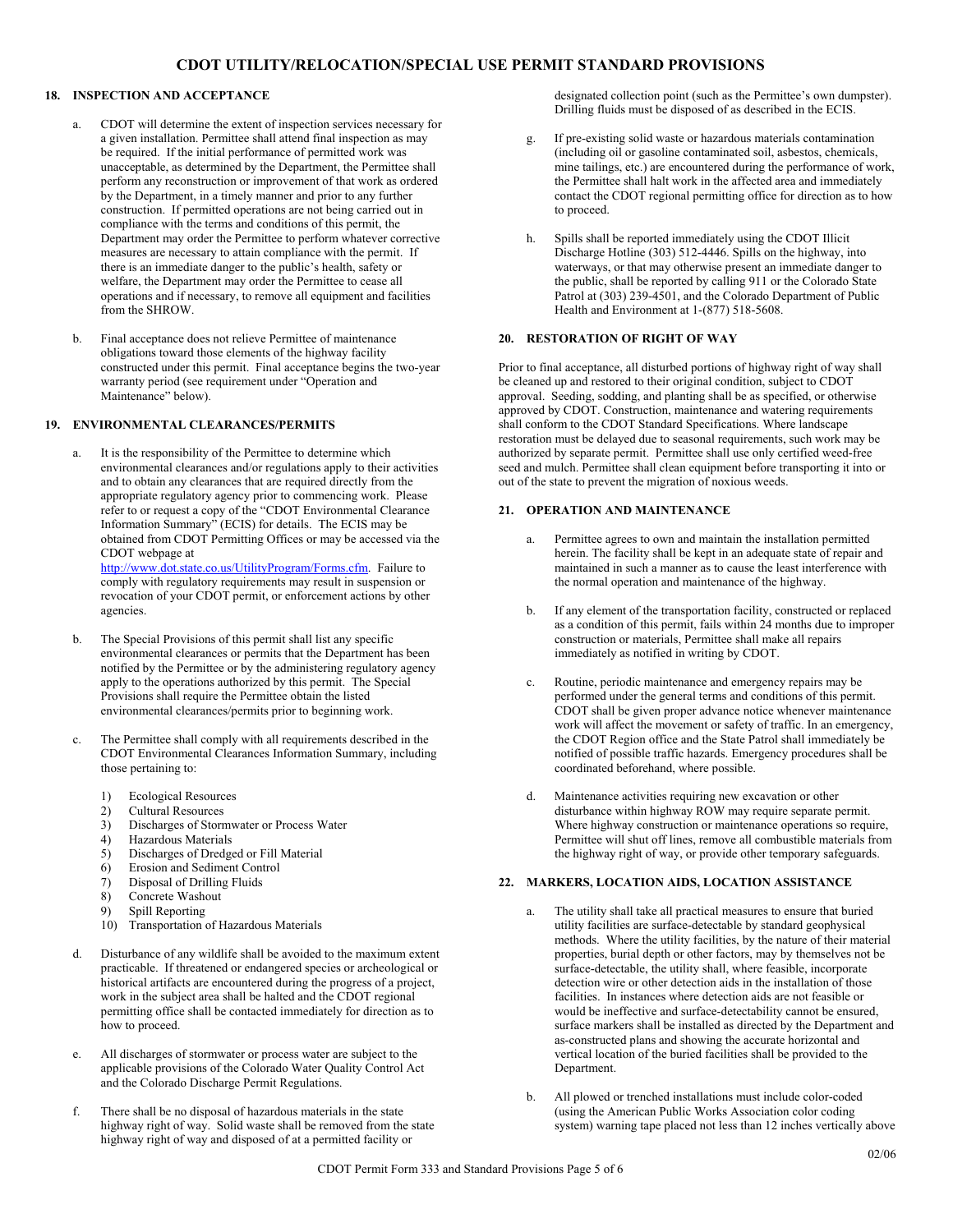# CDOT UTILITY/RELOCATION/SPECIAL USE PERMIT STANDARD PROVISIONS

## 18. INSPECTION AND ACCEPTANCE

a. CDOT will determine the extent of inspection services necessary for a given installation. Permittee shall attend final inspection as may be required. If the initial performance of permitted work was unacceptable, as determined by the Department, the Permittee shall perform any reconstruction or improvement of that work as ordered by the Department, in a timely manner and prior to any further construction. If permitted operations are not being carried out in compliance with the terms and conditions of this permit, the Department may order the Permittee to perform whatever corrective measures are necessary to attain compliance with the permit. If there is an immediate danger to the public's health, safety or welfare, the Department may order the Permittee to cease all operations and if necessary, to remove all equipment and facilities from the SHROW.

b. Final acceptance does not relieve Permittee of maintenance obligations toward those elements of the highway facility constructed under this permit. Final acceptance begins the two-year warranty period (see requirement under "Operation and Maintenance" below).

## 19. ENVIRONMENTAL CLEARANCES/PERMITS

a. It is the responsibility of the Permittee to determine which environmental clearances and/or regulations apply to their activities and to obtain any clearances that are required directly from the appropriate regulatory agency prior to commencing work. Please refer to or request a copy of the "CDOT Environmental Clearance Information Summary" (ECIS) for details. The ECIS may be obtained from CDOT Permitting Offices or may be accessed via the CDOT webpage at http://www.dot.state.co.us/UtilityProgram/Forms.cfm. Failure to comply with regulatory requirements may result in suspension or revocation of your CDOT permit, or enforcement actions by other agencies.

b. The Special Provisions of this permit shall list any specific environmental clearances or permits that the Department has been notified by the Permittee or by the administering regulatory agency apply to the operations authorized by this permit. The Special Provisions shall require the Permittee obtain the listed environmental clearances/permits prior to beginning work.

c. The Permittee shall comply with all requirements described in the CDOT Environmental Clearances Information Summary, including those pertaining to:

   1) Ecological Resources
   2) Cultural Resources
   3) Discharges of Stormwater or Process Water
   4) Hazardous Materials
   5) Discharges of Dredged or Fill Material
   6) Erosion and Sediment Control
   7) Disposal of Drilling Fluids
   8) Concrete Washout
   9) Spill Reporting
   10) Transportation of Hazardous Materials

d. Disturbance of any wildlife shall be avoided to the maximum extent practicable. If threatened or endangered species or archeological or historical artifacts are encountered during the progress of a project, work in the subject area shall be halted and the CDOT regional permitting office shall be contacted immediately for direction as to how to proceed.

e. All discharges of stormwater or process water are subject to the applicable provisions of the Colorado Water Quality Control Act and the Colorado Discharge Permit Regulations.

f. There shall be no disposal of hazardous materials in the state highway right of way. Solid waste shall be removed from the state highway right of way and disposed of at a permitted facility or designated collection point (such as the Permittee's own dumpster). Drilling fluids must be disposed of as described in the ECIS.

g. If pre-existing solid waste or hazardous materials contamination (including oil or gasoline contaminated soil, asbestos, chemicals, mine tailings, etc.) are encountered during the performance of work, the Permittee shall halt work in the affected area and immediately contact the CDOT regional permitting office for direction as to how to proceed.

h. Spills shall be reported immediately using the CDOT Illicit Discharge Hotline (303) 512-4446. Spills on the highway, into waterways, or that may otherwise present an immediate danger to the public, shall be reported by calling 911 or the Colorado State Patrol at (303) 239-4501, and the Colorado Department of Public Health and Environment at 1-(877) 518-5608.

## 20. RESTORATION OF RIGHT OF WAY

Prior to final acceptance, all disturbed portions of highway right of way shall be cleaned up and restored to their original condition, subject to CDOT approval. Seeding, sodding, and planting shall be as specified, or otherwise approved by CDOT. Construction, maintenance and watering requirements shall conform to the CDOT Standard Specifications. Where landscape restoration must be delayed due to seasonal requirements, such work may be authorized by separate permit. Permittee shall use only certified weed-free seed and mulch. Permittee shall clean equipment before transporting it into or out of the state to prevent the migration of noxious weeds.

## 21. OPERATION AND MAINTENANCE

a. Permittee agrees to own and maintain the installation permitted herein. The facility shall be kept in an adequate state of repair and maintained in such a manner as to cause the least interference with the normal operation and maintenance of the highway.

b. If any element of the transportation facility, constructed or replaced as a condition of this permit, fails within 24 months due to improper construction or materials, Permittee shall make all repairs immediately as notified in writing by CDOT.

c. Routine, periodic maintenance and emergency repairs may be performed under the general terms and conditions of this permit. CDOT shall be given proper advance notice whenever maintenance work will affect the movement or safety of traffic. In an emergency, the CDOT Region office and the State Patrol shall immediately be notified of possible traffic hazards. Emergency procedures shall be coordinated beforehand, where possible.

d. Maintenance activities requiring new excavation or other disturbance within highway ROW may require separate permit. Where highway construction or maintenance operations so require, Permittee will shut off lines, remove all combustible materials from the highway right of way, or provide other temporary safeguards.

## 22. MARKERS, LOCATION AIDS, LOCATION ASSISTANCE

a. The utility shall take all practical measures to ensure that buried utility facilities are surface-detectable by standard geophysical methods. Where the utility facilities, by the nature of their material properties, burial depth or other factors, may by themselves not be surface-detectable, the utility shall, where feasible, incorporate detection wire or other detection aids in the installation of those facilities. In instances where detection aids are not feasible or would be ineffective and surface-detectability cannot be ensured, surface markers shall be installed as directed by the Department and as-constructed plans and showing the accurate horizontal and vertical location of the buried facilities shall be provided to the Department.

b. All plowed or trenched installations must include color-coded (using the American Public Works Association color coding system) warning tape placed not less than 12 inches vertically above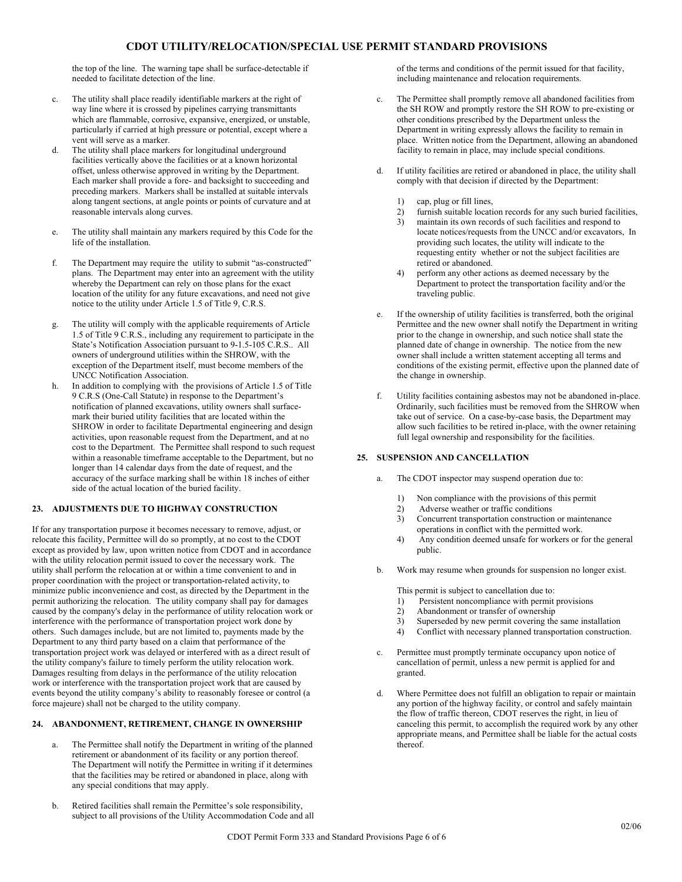the top of the line. The warning tape shall be surface-detectable if needed to facilitate detection of the line.

c. The utility shall place readily identifiable markers at the right of way line where it is crossed by pipelines carrying transmittants which are flammable, corrosive, expansive, energized, or unstable, particularly if carried at high pressure or potential, except where a vent will serve as a marker.

d. The utility shall place markers for longitudinal underground facilities vertically above the facilities or at a known horizontal offset, unless otherwise approved in writing by the Department. Each marker shall provide a fore- and backsight to succeeding and preceding markers. Markers shall be installed at suitable intervals along tangent sections, at angle points or points of curvature and at reasonable intervals along curves.

e. The utility shall maintain any markers required by this Code for the life of the installation.

f. The Department may require the utility to submit "as-constructed" plans. The Department may enter into an agreement with the utility whereby the Department can rely on those plans for the exact location of the utility for any future excavations, and need not give notice to the utility under Article 1.5 of Title 9, C.R.S.

g. The utility will comply with the applicable requirements of Article 1.5 of Title 9 C.R.S., including any requirement to participate in the State's Notification Association pursuant to 9-1.5-105 C.R.S.. All owners of underground utilities within the SHROW, with the exception of the Department itself, must become members of the UNCC Notification Association.

h. In addition to complying with the provisions of Article 1.5 of Title 9 C.R.S (One-Call Statute) in response to the Department's notification of planned excavations, utility owners shall surface-mark their buried utility facilities that are located within the SHROW in order to facilitate Departmental engineering and design activities, upon reasonable request from the Department, and at no cost to the Department. The Permittee shall respond to such request within a reasonable timeframe acceptable to the Department, but no longer than 14 calendar days from the date of request, and the accuracy of the surface marking shall be within 18 inches of either side of the actual location of the buried facility.

### 23. ADJUSTMENTS DUE TO HIGHWAY CONSTRUCTION

If for any transportation purpose it becomes necessary to remove, adjust, or relocate this facility, Permittee will do so promptly, at no cost to the CDOT except as provided by law, upon written notice from CDOT and in accordance with the utility relocation permit issued to cover the necessary work. The utility shall perform the relocation at or within a time convenient to and in proper coordination with the project or transportation-related activity, to minimize public inconvenience and cost, as directed by the Department in the permit authorizing the relocation. The utility company shall pay for damages caused by the company's delay in the performance of utility relocation work or interference with the performance of transportation project work done by others. Such damages include, but are not limited to, payments made by the Department to any third party based on a claim that performance of the transportation project work was delayed or interfered with as a direct result of the utility company's failure to timely perform the utility relocation work. Damages resulting from delays in the performance of the utility relocation work or interference with the transportation project work that are caused by events beyond the utility company's ability to reasonably foresee or control (a force majeure) shall not be charged to the utility company.

### 24. ABANDONMENT, RETIREMENT, CHANGE IN OWNERSHIP

a. The Permittee shall notify the Department in writing of the planned retirement or abandonment of its facility or any portion thereof. The Department will notify the Permittee in writing if it determines that the facilities may be retired or abandoned in place, along with any special conditions that may apply.

b. Retired facilities shall remain the Permittee's sole responsibility, subject to all provisions of the Utility Accommodation Code and all of the terms and conditions of the permit issued for that facility, including maintenance and relocation requirements.

c. The Permittee shall promptly remove all abandoned facilities from the SH ROW and promptly restore the SH ROW to pre-existing or other conditions prescribed by the Department unless the Department in writing expressly allows the facility to remain in place. Written notice from the Department, allowing an abandoned facility to remain in place, may include special conditions.

d. If utility facilities are retired or abandoned in place, the utility shall comply with that decision if directed by the Department:

   1) cap, plug or fill lines,
   2) furnish suitable location records for any such buried facilities,
   3) maintain its own records of such facilities and respond to locate notices/requests from the UNCC and/or excavators, In providing such locates, the utility will indicate to the requesting entity whether or not the subject facilities are retired or abandoned.
   4) perform any other actions as deemed necessary by the Department to protect the transportation facility and/or the traveling public.

e. If the ownership of utility facilities is transferred, both the original Permittee and the new owner shall notify the Department in writing prior to the change in ownership, and such notice shall state the planned date of change in ownership. The notice from the new owner shall include a written statement accepting all terms and conditions of the existing permit, effective upon the planned date of the change in ownership.

f. Utility facilities containing asbestos may not be abandoned in-place. Ordinarily, such facilities must be removed from the SHROW when take out of service. On a case-by-case basis, the Department may allow such facilities to be retired in-place, with the owner retaining full legal ownership and responsibility for the facilities.

### 25. SUSPENSION AND CANCELLATION

a. The CDOT inspector may suspend operation due to:

   1) Non compliance with the provisions of this permit
   2) Adverse weather or traffic conditions
   3) Concurrent transportation construction or maintenance operations in conflict with the permitted work.
   4) Any condition deemed unsafe for workers or for the general public.

b. Work may resume when grounds for suspension no longer exist.

   This permit is subject to cancellation due to:
   1) Persistent noncompliance with permit provisions
   2) Abandonment or transfer of ownership
   3) Superseded by new permit covering the same installation
   4) Conflict with necessary planned transportation construction.

c. Permittee must promptly terminate occupancy upon notice of cancellation of permit, unless a new permit is applied for and granted.

d. Where Permittee does not fulfill an obligation to repair or maintain any portion of the highway facility, or control and safely maintain the flow of traffic thereon, CDOT reserves the right, in lieu of canceling this permit, to accomplish the required work by any other appropriate means, and Permittee shall be liable for the actual costs thereof.